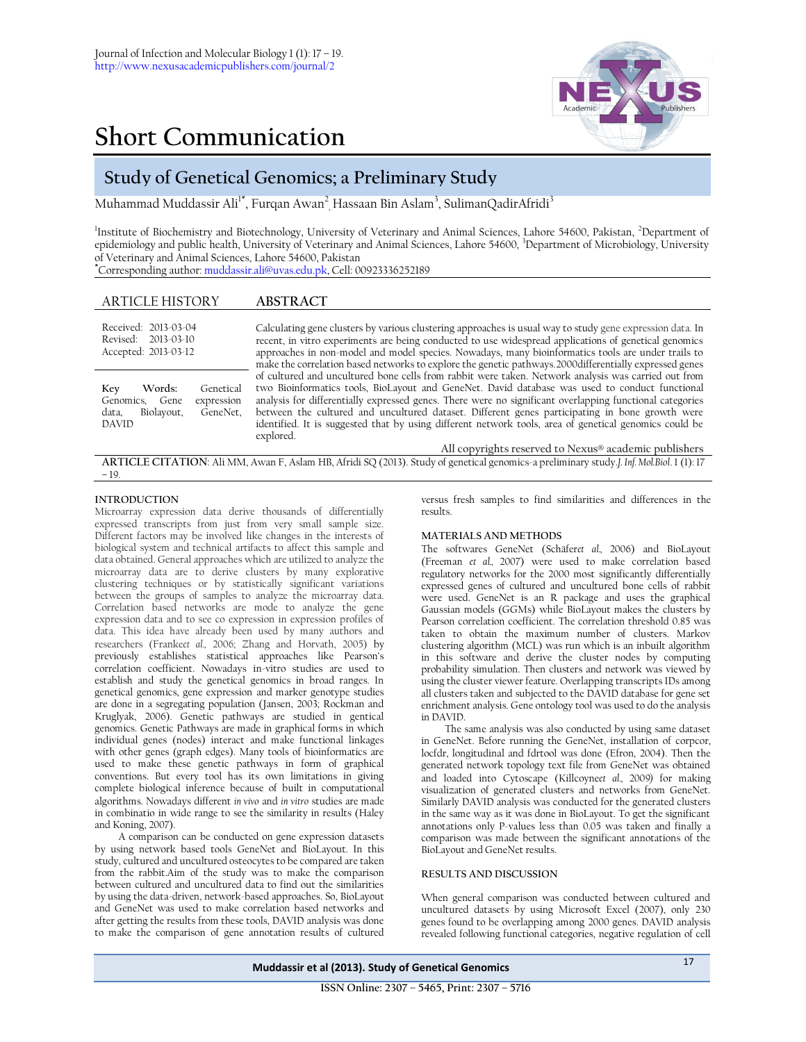# Short Communication

## Study of Genetical Genomics; a Preliminary Study

Muhammad Muddassir Ali[1*], Furqan Awan[2], Hassaan Bin Aslam[3], SulimanQadirAfridi[3]

[1]Institute of Biochemistry and Biotechnology, University of Veterinary and Animal Sciences, Lahore 54600, Pakistan, [2]Department of epidemiology and public health, University of Veterinary and Animal Sciences, Lahore 54600, [3]Department of Microbiology, University of Veterinary and Animal Sciences, Lahore 54600, Pakistan

[*]Corresponding author: muddassir.ali@uvas.edu.pk, Cell: 00923336252189

### ARTICLE HISTORY

Received: 2013-03-04
Revised: 2013-03-10
Accepted: 2013-03-12

**Key Words:** Genetical Genomics, Gene expression data, Biolayout, GeneNet, DAVID

### ABSTRACT

Calculating gene clusters by various clustering approaches is usual way to study gene expression data. In recent, in vitro experiments are being conducted to use widespread applications of genetical genomics approaches in non-model and model species. Nowadays, many bioinformatics tools are under trails to make the correlation based networks to explore the genetic pathways.2000differentially expressed genes of cultured and uncultured bone cells from rabbit were taken. Network analysis was carried out from two Bioinformatics tools, BioLayout and GeneNet. David database was used to conduct functional analysis for differentially expressed genes. There were no significant overlapping functional categories between the cultured and uncultured dataset. Different genes participating in bone growth were identified. It is suggested that by using different network tools, area of genetical genomics could be explored.

All copyrights reserved to Nexus® academic publishers

**ARTICLE CITATION**: Ali MM, Awan F, Aslam HB, Afridi SQ (2013). Study of genetical genomics-a preliminary study.*J. Inf. Mol.Biol.* 1 (1): 17 – 19.

## INTRODUCTION

Microarray expression data derive thousands of differentially expressed transcripts from just from very small sample size. Different factors may be involved like changes in the interests of biological system and technical artifacts to affect this sample and data obtained. General approaches which are utilized to analyze the microarray data are to derive clusters by many explorative clustering techniques or by statistically significant variations between the groups of samples to analyze the microarray data. Correlation based networks are mode to analyze the gene expression data and to see co expression in expression profiles of data. This idea have already been used by many authors and researchers (Frank*et al.,* 2006; Zhang and Horvath, 2005) by previously establishes statistical approaches like Pearson's correlation coefficient. Nowadays in-vitro studies are used to establish and study the genetical genomics in broad ranges. In genetical genomics, gene expression and marker genotype studies are done in a segregating population (Jansen, 2003; Rockman and Kruglyak, 2006). Genetic pathways are studied in gentical genomics. Genetic Pathways are made in graphical forms in which individual genes (nodes) interact and make functional linkages with other genes (graph edges). Many tools of bioinformatics are used to make these genetic pathways in form of graphical conventions. But every tool has its own limitations in giving complete biological inference because of built in computational algorithms. Nowadays different *in vivo* and *in vitro* studies are made in combinatio in wide range to see the similarity in results (Haley and Koning, 2007).

A comparison can be conducted on gene expression datasets by using network based tools GeneNet and BioLayout. In this study, cultured and uncultured osteocytes to be compared are taken from the rabbit.Aim of the study was to make the comparison between cultured and uncultured data to find out the similarities by using the data-driven, network-based approaches. So, BioLayout and GeneNet was used to make correlation based networks and after getting the results from these tools, DAVID analysis was done to make the comparison of gene annotation results of cultured versus fresh samples to find similarities and differences in the results.

## MATERIALS AND METHODS

The softwares GeneNet (Schäfer*et al.,* 2006) and BioLayout (Freeman *et al.,* 2007) were used to make correlation based regulatory networks for the 2000 most significantly differentially expressed genes of cultured and uncultured bone cells of rabbit were used. GeneNet is an R package and uses the graphical Gaussian models (GGMs) while BioLayout makes the clusters by Pearson correlation coefficient. The correlation threshold 0.85 was taken to obtain the maximum number of clusters. Markov clustering algorithm (MCL) was run which is an inbuilt algorithm in this software and derive the cluster nodes by computing probability simulation. Then clusters and network was viewed by using the cluster viewer feature. Overlapping transcripts IDs among all clusters taken and subjected to the DAVID database for gene set enrichment analysis. Gene ontology tool was used to do the analysis in DAVID.

The same analysis was also conducted by using same dataset in GeneNet. Before running the GeneNet, installation of corpcor, locfdr, longitudinal and fdrtool was done (Efron, 2004). Then the generated network topology text file from GeneNet was obtained and loaded into Cytoscape (Killcoyne*et al.,* 2009) for making visualization of generated clusters and networks from GeneNet. Similarly DAVID analysis was conducted for the generated clusters in the same way as it was done in BioLayout. To get the significant annotations only P-values less than 0.05 was taken and finally a comparison was made between the significant annotations of the BioLayout and GeneNet results.

## RESULTS AND DISCUSSION

When general comparison was conducted between cultured and uncultured datasets by using Microsoft Excel (2007), only 230 genes found to be overlapping among 2000 genes. DAVID analysis revealed following functional categories, negative regulation of cell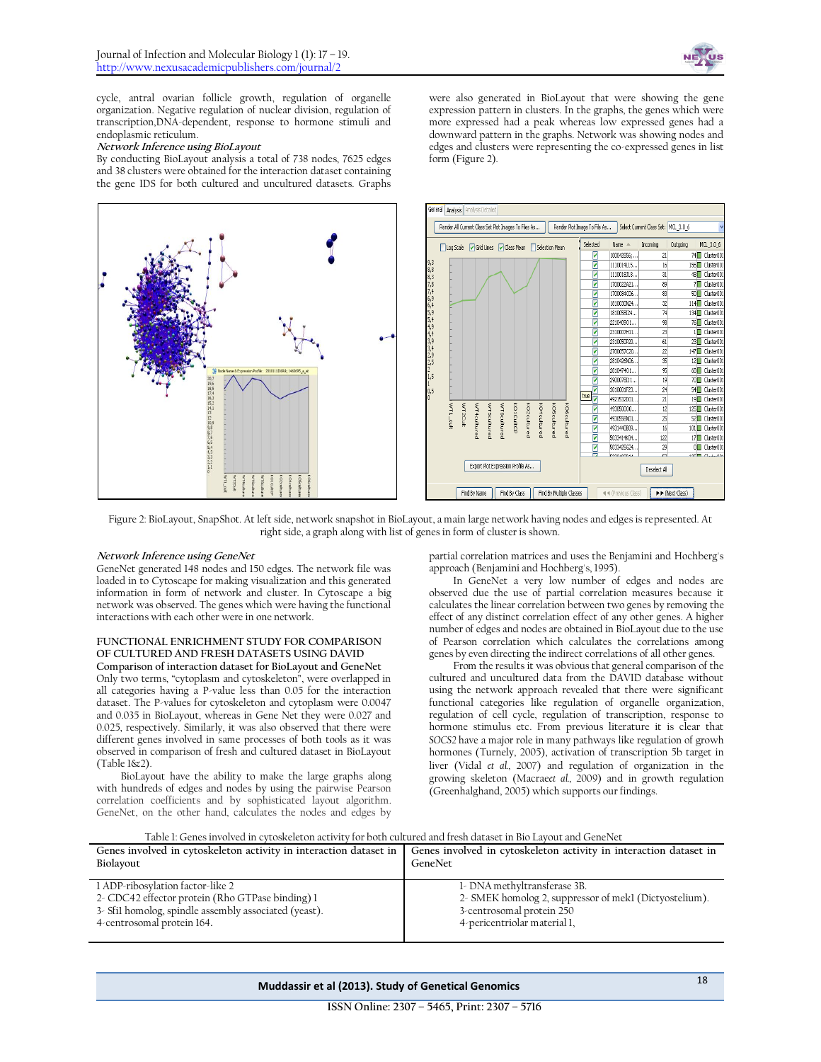cycle, antral ovarian follicle growth, regulation of organelle organization. Negative regulation of nuclear division, regulation of transcription,DNA-dependent, response to hormone stimuli and endoplasmic reticulum.

***Network Inference using BioLayout***

By conducting BioLayout analysis a total of 738 nodes, 7625 edges and 38 clusters were obtained for the interaction dataset containing the gene IDS for both cultured and uncultured datasets. Graphs were also generated in BioLayout that were showing the gene expression pattern in clusters. In the graphs, the genes which were more expressed had a peak whereas low expressed genes had a downward pattern in the graphs. Network was showing nodes and edges and clusters were representing the co-expressed genes in list form (Figure 2).

Figure 2: BioLayout, SnapShot. At left side, network snapshot in BioLayout, a main large network having nodes and edges is represented. At right side, a graph along with list of genes in form of cluster is shown.

***Network Inference using GeneNet***

GeneNet generated 148 nodes and 150 edges. The network file was loaded in to Cytoscape for making visualization and this generated information in form of network and cluster. In Cytoscape a big network was observed. The genes which were having the functional interactions with each other were in one network.

**FUNCTIONAL ENRICHMENT STUDY FOR COMPARISON OF CULTURED AND FRESH DATASETS USING DAVID**

**Comparison of interaction dataset for BioLayout and GeneNet**

Only two terms, "cytoplasm and cytoskeleton", were overlapped in all categories having a P-value less than 0.05 for the interaction dataset. The P-values for cytoskeleton and cytoplasm were 0.0047 and 0.035 in BioLayout, whereas in Gene Net they were 0.027 and 0.025, respectively. Similarly, it was also observed that there were different genes involved in same processes of both tools as it was observed in comparison of fresh and cultured dataset in BioLayout (Table 1&2).

BioLayout have the ability to make the large graphs along with hundreds of edges and nodes by using the pairwise Pearson correlation coefficients and by sophisticated layout algorithm. GeneNet, on the other hand, calculates the nodes and edges by partial correlation matrices and uses the Benjamini and Hochberg's approach (Benjamini and Hochberg's, 1995).

In GeneNet a very low number of edges and nodes are observed due the use of partial correlation measures because it calculates the linear correlation between two genes by removing the effect of any distinct correlation effect of any other genes. A higher number of edges and nodes are obtained in BioLayout due to the use of Pearson correlation which calculates the correlations among genes by even directing the indirect correlations of all other genes.

From the results it was obvious that general comparison of the cultured and uncultured data from the DAVID database without using the network approach revealed that there were significant functional categories like regulation of organelle organization, regulation of cell cycle, regulation of transcription, response to hormone stimulus etc. From previous literature it is clear that *SOCS2* have a major role in many pathways like regulation of growth hormones (Turnely, 2005), activation of transcription 5b target in liver (Vidal *et al.,* 2007) and regulation of organization in the growing skeleton (Macrae*et al.,* 2009) and in growth regulation (Greenhalghand, 2005) which supports our findings.

Table 1: Genes involved in cytoskeleton activity for both cultured and fresh dataset in Bio Layout and GeneNet

| Genes involved in cytoskeleton activity in interaction dataset in Biolayout | Genes involved in cytoskeleton activity in interaction dataset in GeneNet |
|---|---|
| 1 ADP-ribosylation factor-like 2<br>2- CDC42 effector protein (Rho GTPase binding) 1<br>3- Sfi1 homolog, spindle assembly associated (yeast).<br>4-centrosomal protein 164. | 1- DNA methyltransferase 3B.<br>2- SMEK homolog 2, suppressor of mek1 (Dictyostelium).<br>3-centrosomal protein 250<br>4-pericentriolar material 1, |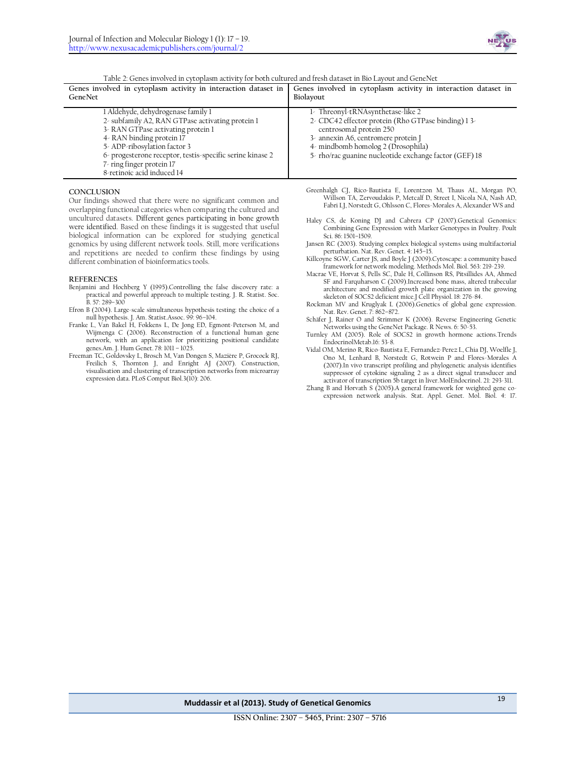Table 2: Genes involved in cytoplasm activity for both cultured and fresh dataset in Bio Layout and GeneNet

| Genes involved in cytoplasm activity in interaction dataset in GeneNet | Genes involved in cytoplasm activity in interaction dataset in Biolayout |
|---|---|
| 1 Aldehyde, dehydrogenase family 1<br>2- subfamily A2, RAN GTPase activating protein 1<br>3- RAN GTPase activating protein 1<br>4- RAN binding protein 17<br>5- ADP-ribosylation factor 3<br>6- progesterone receptor, testis-specific serine kinase 2<br>7- ring finger protein 17<br>8-retinoic acid induced 14 | 1- Threonyl-tRNAsynthetase-like 2<br>2- CDC42 effector protein (Rho GTPase binding) 1 3- centrosomal protein 250<br>3- annexin A6, centromere protein J<br>4- mindbomb homolog 2 (Drosophila)<br>5- rho/rac guanine nucleotide exchange factor (GEF) 18 |

## CONCLUSION

Our findings showed that there were no significant common and overlapping functional categories when comparing the cultured and uncultured datasets. Different genes participating in bone growth were identified. Based on these findings it is suggested that useful biological information can be explored for studying genetical genomics by using different network tools. Still, more verifications and repetitions are needed to confirm these findings by using different combination of bioinformatics tools.

## REFERENCES

Benjamini and Hochberg Y (1995).Controlling the false discovery rate: a practical and powerful approach to multiple testing. J. R. Statist. Soc. B. 57: 289–300

Efron B (2004). Large-scale simultaneous hypothesis testing: the choice of a null hypothesis. J. Am. Statist.Assoc. 99: 96–104.

Franke L, Van Bakel H, Fokkens L, De Jong ED, Egmont-Peterson M, and Wijmenga C (2006). Reconstruction of a functional human gene network, with an application for prioritizing positional candidate genes.Am. J. Hum Genet. 78: 1011 – 1025.

Freeman TC, Goldovsky L, Brosch M, Van Dongen S, Mazière P, Grocock RJ, Freilich S, Thornton J, and Enright AJ (2007). Construction, visualisation and clustering of transcription networks from microarray expression data. PLoS Comput Biol.3(10): 206.

Greenhalgh CJ, Rico-Bautista E, Lorentzon M, Thaus AL, Morgan PO, Willson TA, Zervoudakis P, Metcalf D, Street I, Nicola NA, Nash AD, Fabri LJ, Norstedt G, Ohlsson C, Flores-Morales A, Alexander WS and

Haley CS, de Koning DJ and Cabrera CP (2007).Genetical Genomics: Combining Gene Expression with Marker Genotypes in Poultry. Poult Sci. 86: 1501–1509.

Jansen RC (2003). Studying complex biological systems using multifactorial perturbation. Nat. Rev. Genet. 4: 145–15.

Killcoyne SGW, Carter JS, and Boyle J (2009).Cytoscape: a community based framework for network modeling. Methods Mol. Biol. 563: 219-239.

Macrae VE, Horvat S, Pells SC, Dale H, Collinson RS, Pitsillides AA, Ahmed SF and Farquharson C (2009).Increased bone mass, altered trabecular architecture and modified growth plate organization in the growing skeleton of SOCS2 deficient mice.J Cell Physiol. 18: 276-84.

Rockman MV and Kruglyak L (2006).Genetics of global gene expression. Nat. Rev. Genet. 7: 862–872.

Schäfer J, Rainer O and Strimmer K (2006). Reverse Engineering Genetic Networks using the GeneNet Package. R News. 6: 50-53.

Turnley AM (2005). Role of SOCS2 in growth hormone actions.Trends EndocrinolMetab.16: 53-8.

Vidal OM, Merino R, Rico-Bautista E, Fernandez-Perez L, Chia DJ, Woelfle J, Ono M, Lenhard B, Norstedt G, Rotwein P and Flores-Morales A (2007).In vivo transcript profiling and phylogenetic analysis identifies suppressor of cytokine signaling 2 as a direct signal transducer and activator of transcription 5b target in liver.MolEndocrinol. 21: 293-311.

Zhang B and Horvath S (2005).A general framework for weighted gene co-expression network analysis. Stat. Appl. Genet. Mol. Biol. 4: 17.